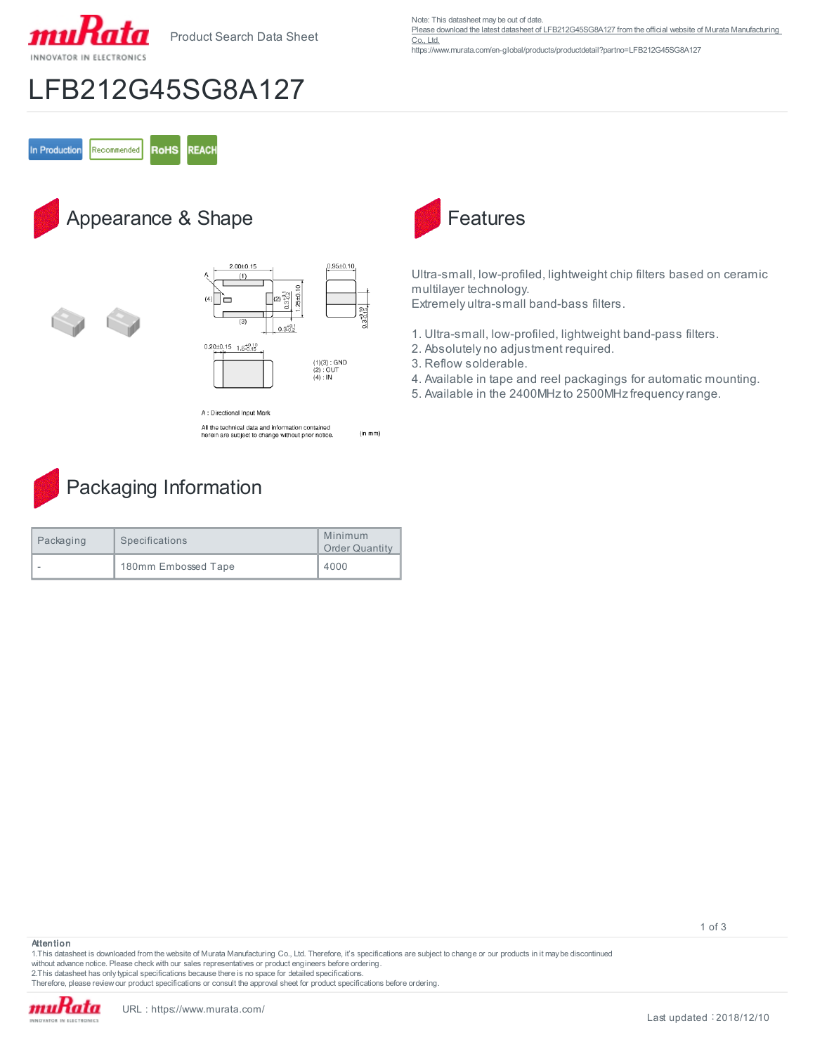Note: This datasheet may be out of date.
Please download the latest datasheet of LFB212G45SG8A127 from the official website of Murata Manufacturing Co., Ltd.
https://www.murata.com/en-global/products/productdetail?partno=LFB212G45SG8A127

Product Search Data Sheet

# LFB212G45SG8A127

In Production | Recommended | RoHS | REACH

## Appearance & Shape

2.00±0.15

0.95±0.10

1.25±0.10

$0.3^{+0.1}_{-0.2}$

$0.3^{+0.10}_{-0.15}$

0.20±0.15 $1.6^{+0.10}_{-0.15}$

(1)(3) : GND
(2) : OUT
(4) : IN

A : Directional Input Mark

All the technical data and information contained herein are subject to change without prior notice.

(in mm)

## Features

Ultra-small, low-profiled, lightweight chip filters based on ceramic multilayer technology.
Extremely ultra-small band-bass filters.

1. Ultra-small, low-profiled, lightweight band-pass filters.
2. Absolutely no adjustment required.
3. Reflow solderable.
4. Available in tape and reel packagings for automatic mounting.
5. Available in the 2400MHz to 2500MHz frequency range.

## Packaging Information

| Packaging | Specifications | Minimum Order Quantity |
| --- | --- | --- |
| - | 180mm Embossed Tape | 4000 |

**Attention**
1.This datasheet is downloaded from the website of Murata Manufacturing Co., Ltd. Therefore, it's specifications are subject to change or our products in it may be discontinued without advance notice. Please check with our sales representatives or product engineers before ordering.
2.This datasheet has only typical specifications because there is no space for detailed specifications.
Therefore, please review our product specifications or consult the approval sheet for product specifications before ordering.

URL：https://www.murata.com/

Last updated：2018/12/10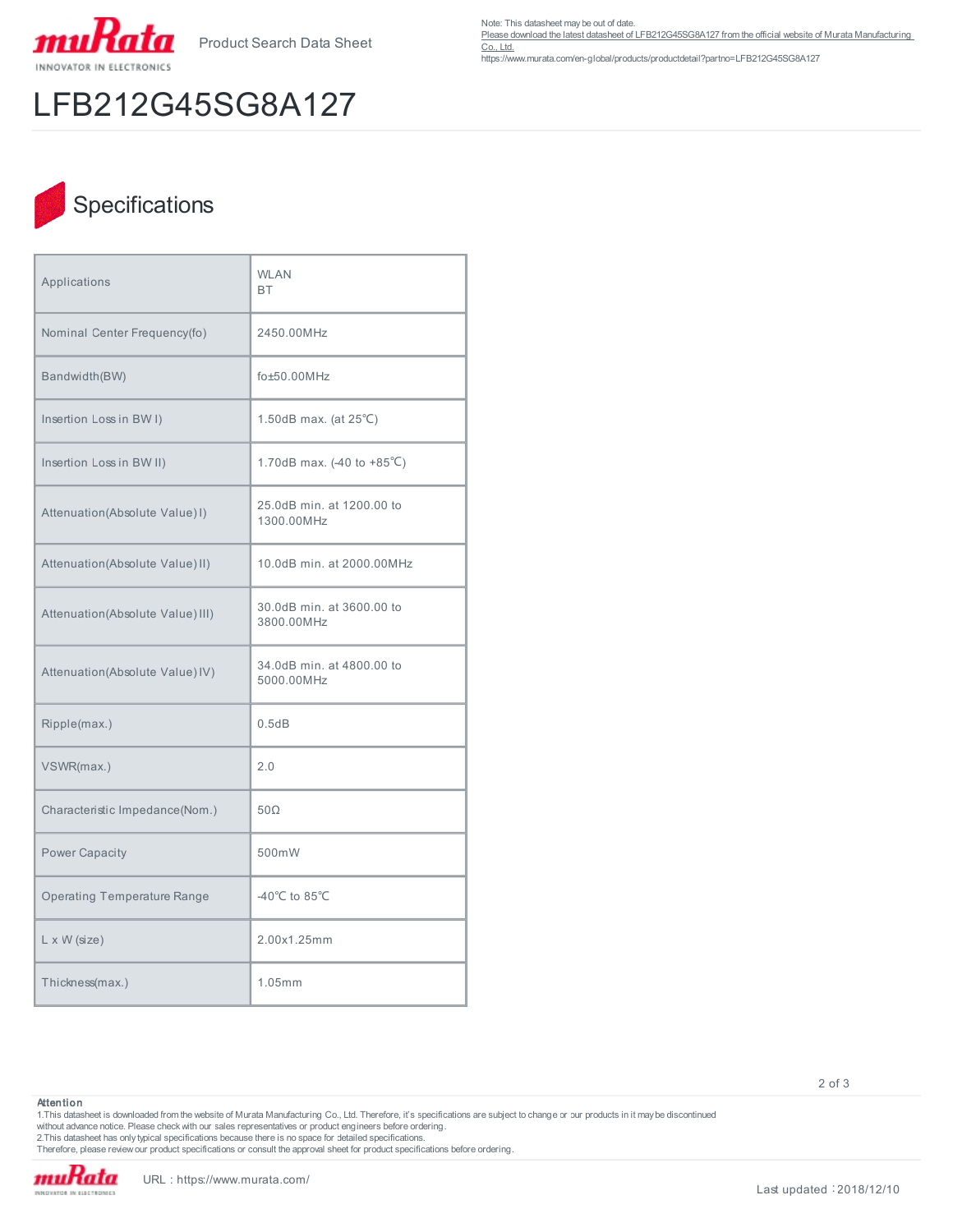Note: This datasheet may be out of date.
Please download the latest datasheet of LFB212G45SG8A127 from the official website of Murata Manufacturing Co., Ltd.
https://www.murata.com/en-global/products/productdetail?partno=LFB212G45SG8A127

# LFB212G45SG8A127

## Specifications

| | |
|---|---|
| Applications | WLAN<br>BT |
| Nominal Center Frequency(fo) | 2450.00MHz |
| Bandwidth(BW) | fo±50.00MHz |
| Insertion Loss in BW I) | 1.50dB max. (at 25℃) |
| Insertion Loss in BW II) | 1.70dB max. (-40 to +85℃) |
| Attenuation(Absolute Value) I) | 25.0dB min. at 1200.00 to 1300.00MHz |
| Attenuation(Absolute Value) II) | 10.0dB min. at 2000.00MHz |
| Attenuation(Absolute Value) III) | 30.0dB min. at 3600.00 to 3800.00MHz |
| Attenuation(Absolute Value) IV) | 34.0dB min. at 4800.00 to 5000.00MHz |
| Ripple(max.) | 0.5dB |
| VSWR(max.) | 2.0 |
| Characteristic Impedance(Nom.) | 50Ω |
| Power Capacity | 500mW |
| Operating Temperature Range | -40℃ to 85℃ |
| L x W (size) | 2.00x1.25mm |
| Thickness(max.) | 1.05mm |

**Attention**
1.This datasheet is downloaded from the website of Murata Manufacturing Co., Ltd. Therefore, it's specifications are subject to change or our products in it may be discontinued without advance notice. Please check with our sales representatives or product engineers before ordering.
2.This datasheet has only typical specifications because there is no space for detailed specifications.
Therefore, please review our product specifications or consult the approval sheet for product specifications before ordering.

URL：https://www.murata.com/

Last updated：2018/12/10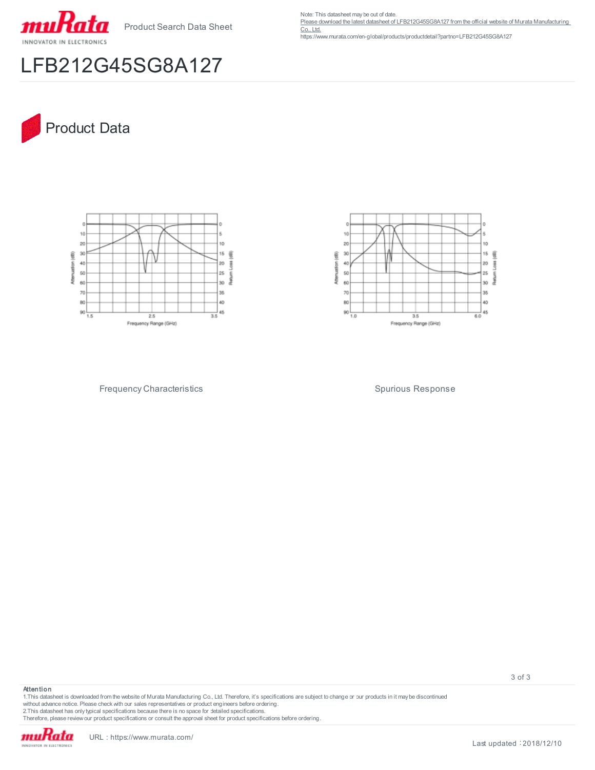Note: This datasheet may be out of date.
Please download the latest datasheet of LFB212G45SG8A127 from the official website of Murata Manufacturing Co., Ltd.
https://www.murata.com/en-global/products/productdetail?partno=LFB212G45SG8A127

# LFB212G45SG8A127

## Product Data

0
10
20
30
40
50
60
70
80
90
Attenuation (dB)
0
5
10
15
20
25
30
35
40
45
Return Loss (dB)
1.5
2.5
3.5
Frequency Range (GHz)

Frequency Characteristics

0
10
20
30
40
50
60
70
80
90
Attenuation (dB)
0
5
10
15
20
25
30
35
40
45
Return Loss (dB)
1.0
3.5
6.0
Frequency Range (GHz)

Spurious Response

**Attention**
1.This datasheet is downloaded from the website of Murata Manufacturing Co., Ltd. Therefore, it's specifications are subject to change or our products in it may be discontinued without advance notice. Please check with our sales representatives or product engineers before ordering.
2.This datasheet has only typical specifications because there is no space for detailed specifications.
Therefore, please review our product specifications or consult the approval sheet for product specifications before ordering.

URL：https://www.murata.com/

Last updated：2018/12/10